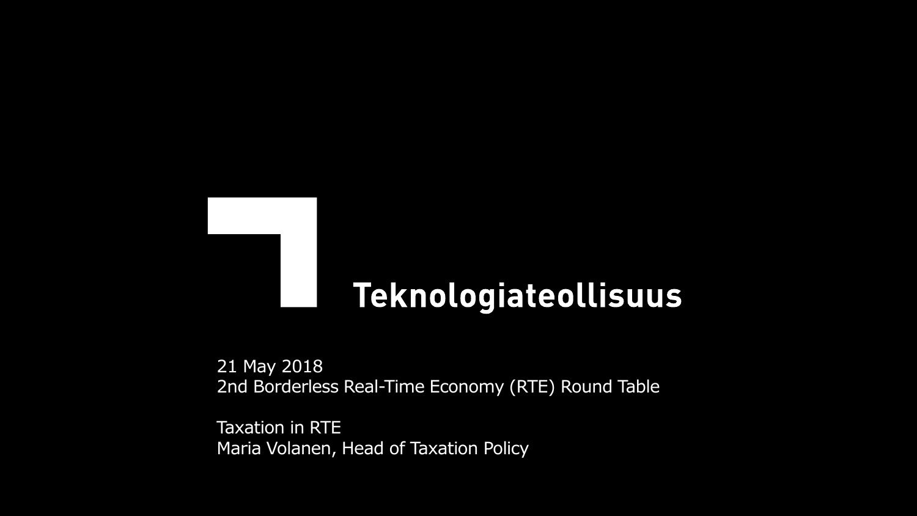# Teknologiateollisuus

21 May 2018
2nd Borderless Real-Time Economy (RTE) Round Table

Taxation in RTE
Maria Volanen, Head of Taxation Policy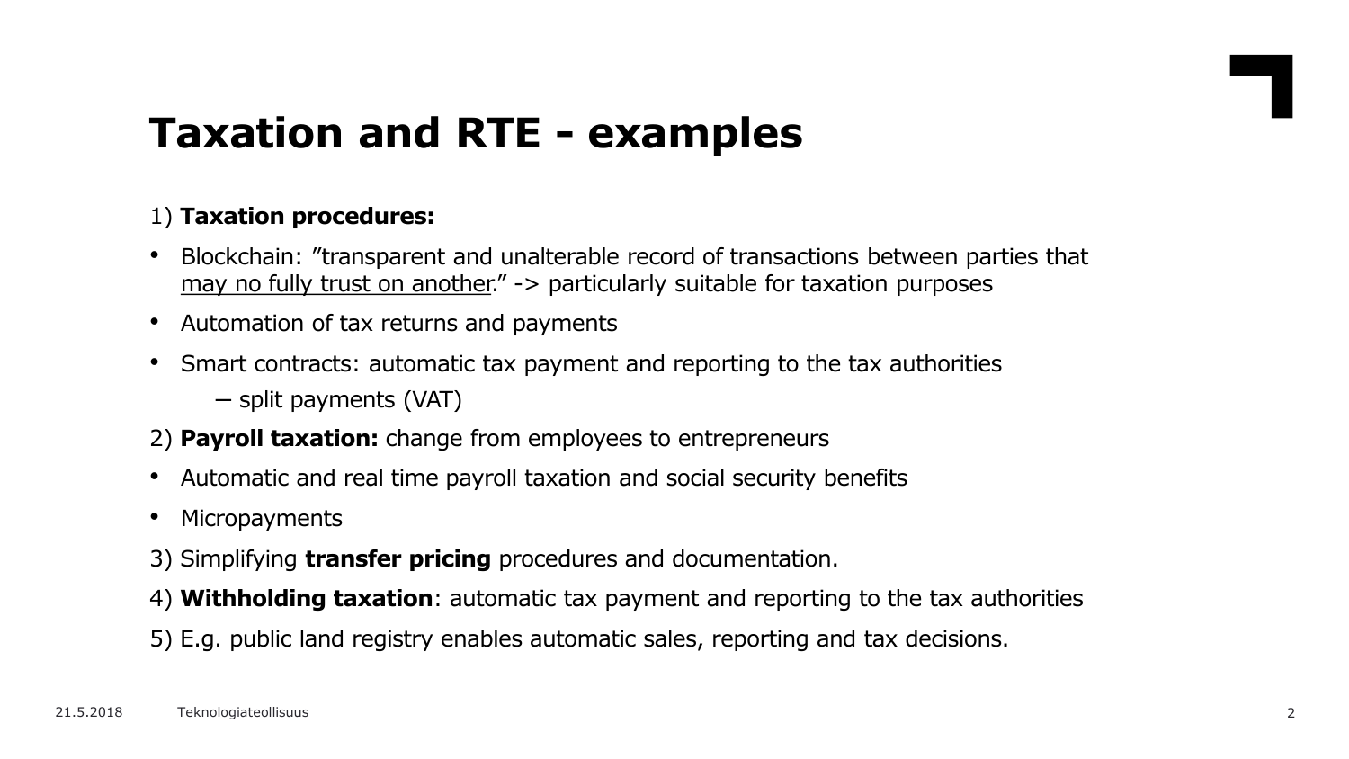# Taxation and RTE - examples

1) **Taxation procedures:**

- Blockchain: ”transparent and unalterable record of transactions between parties that <u>may no fully trust on another</u>.” -> particularly suitable for taxation purposes
- Automation of tax returns and payments
- Smart contracts: automatic tax payment and reporting to the tax authorities
  - split payments (VAT)

2) **Payroll taxation:** change from employees to entrepreneurs

- Automatic and real time payroll taxation and social security benefits
- Micropayments

3) Simplifying **transfer pricing** procedures and documentation.

4) **Withholding taxation**: automatic tax payment and reporting to the tax authorities

5) E.g. public land registry enables automatic sales, reporting and tax decisions.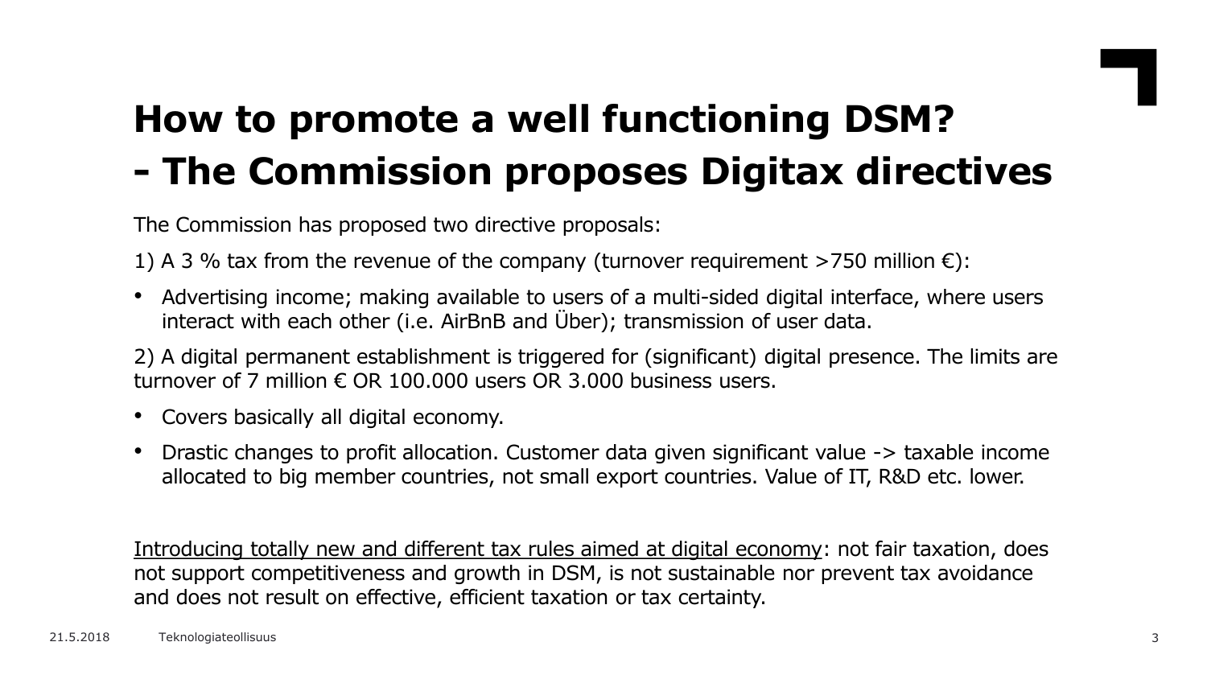# How to promote a well functioning DSM?
# - The Commission proposes Digitax directives

The Commission has proposed two directive proposals:

1) A 3 % tax from the revenue of the company (turnover requirement >750 million €):

- Advertising income; making available to users of a multi-sided digital interface, where users interact with each other (i.e. AirBnB and Über); transmission of user data.

2) A digital permanent establishment is triggered for (significant) digital presence. The limits are turnover of 7 million € OR 100.000 users OR 3.000 business users.

- Covers basically all digital economy.
- Drastic changes to profit allocation. Customer data given significant value -> taxable income allocated to big member countries, not small export countries. Value of IT, R&D etc. lower.

<u>Introducing totally new and different tax rules aimed at digital economy</u>: not fair taxation, does not support competitiveness and growth in DSM, is not sustainable nor prevent tax avoidance and does not result on effective, efficient taxation or tax certainty.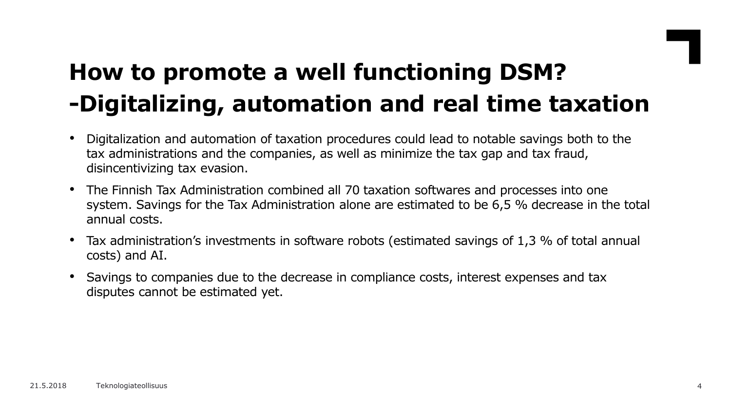# How to promote a well functioning DSM? -Digitalizing, automation and real time taxation

- Digitalization and automation of taxation procedures could lead to notable savings both to the tax administrations and the companies, as well as minimize the tax gap and tax fraud, disincentivizing tax evasion.
- The Finnish Tax Administration combined all 70 taxation softwares and processes into one system. Savings for the Tax Administration alone are estimated to be 6,5 % decrease in the total annual costs.
- Tax administration's investments in software robots (estimated savings of 1,3 % of total annual costs) and AI.
- Savings to companies due to the decrease in compliance costs, interest expenses and tax disputes cannot be estimated yet.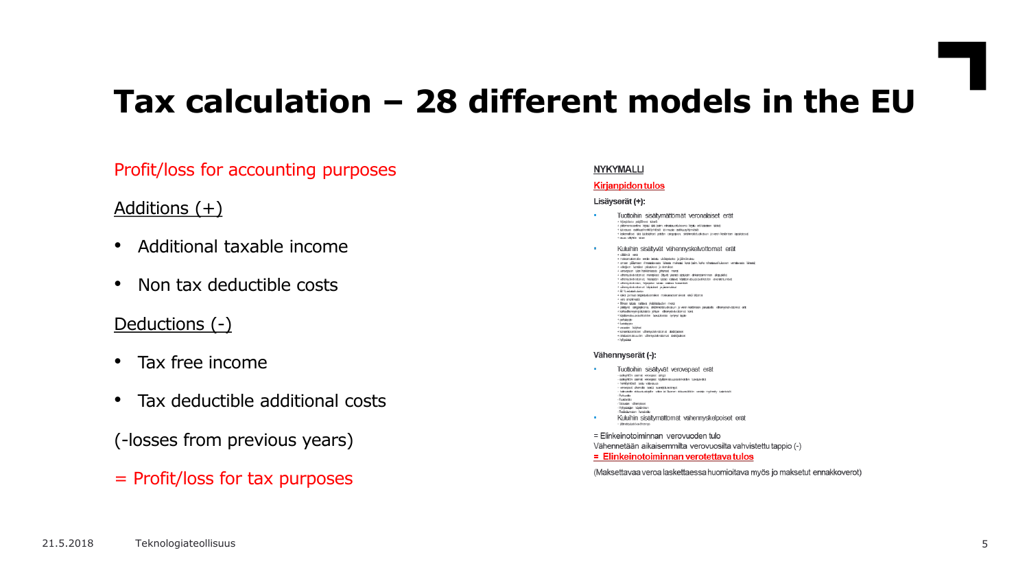# Tax calculation – 28 different models in the EU

Profit/loss for accounting purposes

Additions (+)

- Additional taxable income
- Non tax deductible costs

Deductions (-)

- Tax free income
- Tax deductible additional costs

(-losses from previous years)

= Profit/loss for tax purposes

**NYKYMALLI**

**Kirjanpidon tulos**

**Lisäyserät (+):**

- Tuottoihin sisältymättömät veronalaiset erät
- Kuluihin sisältyvät vähennyskelvottomat erät

**Vähennyserät (-):**

- Tuottoihin sisältyvät verovapaat erät
- Kuluihin sisältymättömät vähennyskelpoiset erät

= Elinkeinotoiminnan verovuoden tulo

Vähennetään aikaisemmilta verovuosilta vahvistettu tappio (-)

**= Elinkeinotoiminnan verotettava tulos**

(Maksettavaa veroa laskettaessa huomioitava myös jo maksetut ennakkoverot)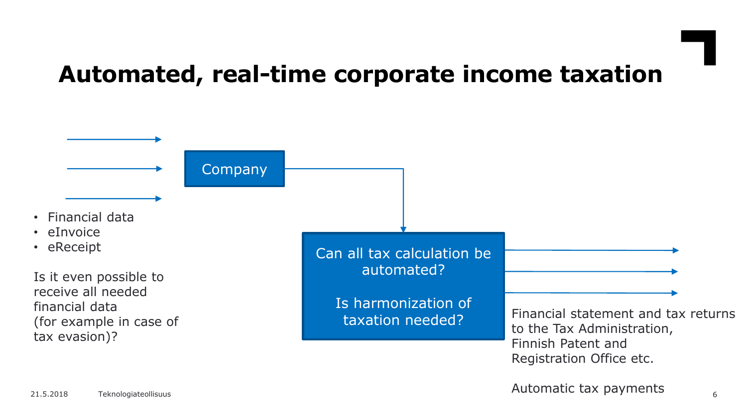# Automated, real-time corporate income taxation

Company

- Financial data
- eInvoice
- eReceipt

Is it even possible to receive all needed financial data (for example in case of tax evasion)?

Can all tax calculation be automated?

Is harmonization of taxation needed?

Financial statement and tax returns to the Tax Administration, Finnish Patent and Registration Office etc.

Automatic tax payments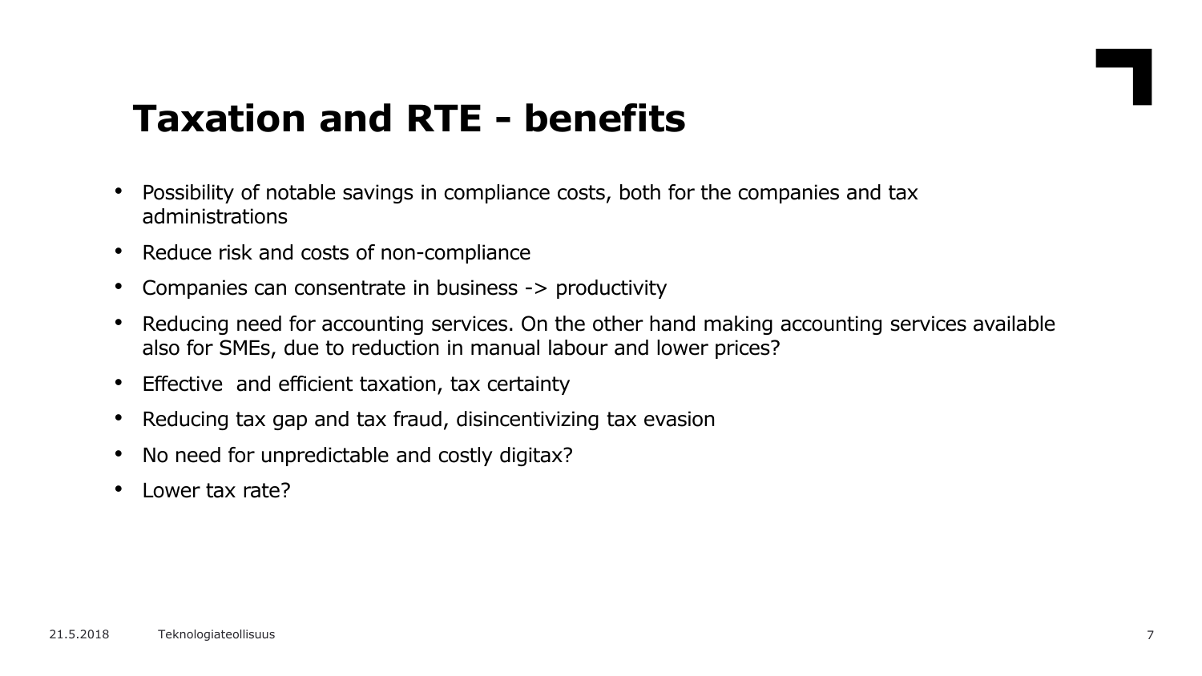# Taxation and RTE - benefits

- Possibility of notable savings in compliance costs, both for the companies and tax administrations
- Reduce risk and costs of non-compliance
- Companies can consentrate in business -> productivity
- Reducing need for accounting services. On the other hand making accounting services available also for SMEs, due to reduction in manual labour and lower prices?
- Effective and efficient taxation, tax certainty
- Reducing tax gap and tax fraud, disincentivizing tax evasion
- No need for unpredictable and costly digitax?
- Lower tax rate?